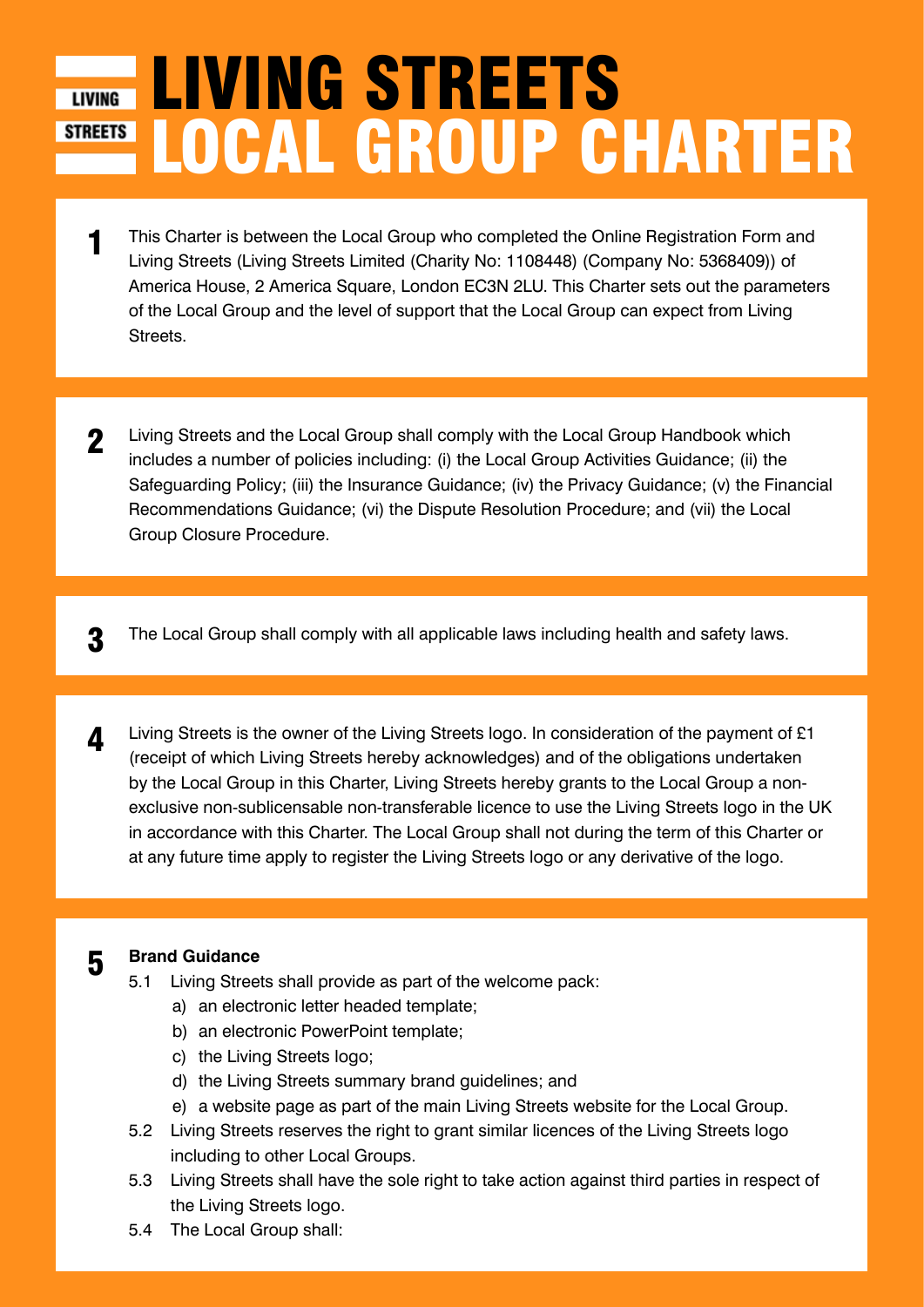# LIVING STREETS LOCAL GROUP CHARTER

**1** This Charter is between the Local Group who completed the Online Registration Form and Living Streets (Living Streets Limited (Charity No: 1108448) (Company No: 5368409)) of America House, 2 America Square, London EC3N 2LU. This Charter sets out the parameters of the Local Group and the level of support that the Local Group can expect from Living Streets.

**2** Living Streets and the Local Group shall comply with the Local Group Handbook which includes a number of policies including: (i) the Local Group Activities Guidance; (ii) the Safeguarding Policy; (iii) the Insurance Guidance; (iv) the Privacy Guidance; (v) the Financial Recommendations Guidance; (vi) the Dispute Resolution Procedure; and (vii) the Local Group Closure Procedure.

**3** The Local Group shall comply with all applicable laws including health and safety laws.

**4** Living Streets is the owner of the Living Streets logo. In consideration of the payment of £1 (receipt of which Living Streets hereby acknowledges) and of the obligations undertaken by the Local Group in this Charter, Living Streets hereby grants to the Local Group a non-exclusive non-sublicensable non-transferable licence to use the Living Streets logo in the UK in accordance with this Charter. The Local Group shall not during the term of this Charter or at any future time apply to register the Living Streets logo or any derivative of the logo.

**5** **Brand Guidance**

5.1 Living Streets shall provide as part of the welcome pack:

a) an electronic letter headed template;

b) an electronic PowerPoint template;

c) the Living Streets logo;

d) the Living Streets summary brand guidelines; and

e) a website page as part of the main Living Streets website for the Local Group.

5.2 Living Streets reserves the right to grant similar licences of the Living Streets logo including to other Local Groups.

5.3 Living Streets shall have the sole right to take action against third parties in respect of the Living Streets logo.

5.4 The Local Group shall: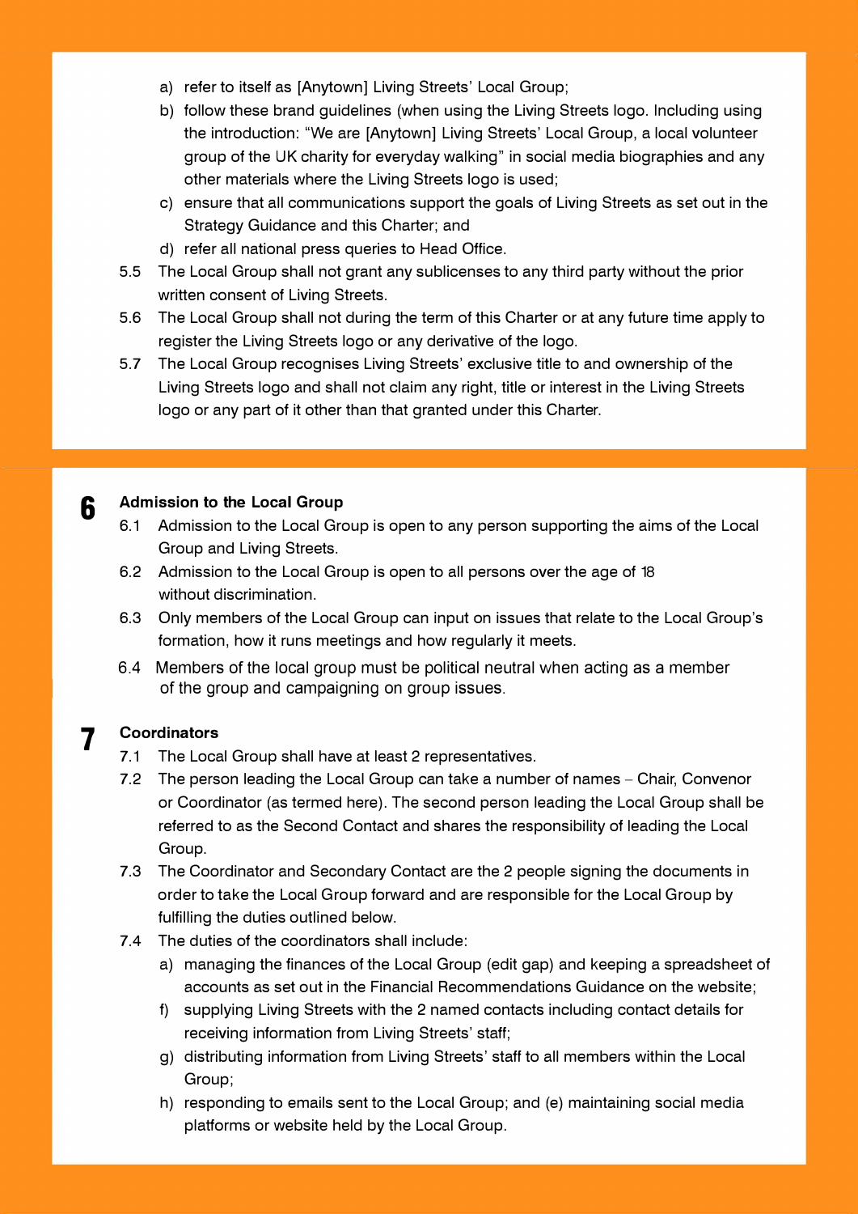a) refer to itself as [Anytown] Living Streets' Local Group;
b) follow these brand guidelines (when using the Living Streets logo. Including using the introduction: "We are [Anytown] Living Streets' Local Group, a local volunteer group of the UK charity for everyday walking" in social media biographies and any other materials where the Living Streets logo is used;
c) ensure that all communications support the goals of Living Streets as set out in the Strategy Guidance and this Charter; and
d) refer all national press queries to Head Office.

5.5 The Local Group shall not grant any sublicenses to any third party without the prior written consent of Living Streets.

5.6 The Local Group shall not during the term of this Charter or at any future time apply to register the Living Streets logo or any derivative of the logo.

5.7 The Local Group recognises Living Streets' exclusive title to and ownership of the Living Streets logo and shall not claim any right, title or interest in the Living Streets logo or any part of it other than that granted under this Charter.

## 6 Admission to the Local Group

6.1 Admission to the Local Group is open to any person supporting the aims of the Local Group and Living Streets.

6.2 Admission to the Local Group is open to all persons over the age of 18 without discrimination.

6.3 Only members of the Local Group can input on issues that relate to the Local Group's formation, how it runs meetings and how regularly it meets.

6.4 Members of the local group must be political neutral when acting as a member of the group and campaigning on group issues.

## 7 Coordinators

7.1 The Local Group shall have at least 2 representatives.

7.2 The person leading the Local Group can take a number of names – Chair, Convenor or Coordinator (as termed here). The second person leading the Local Group shall be referred to as the Second Contact and shares the responsibility of leading the Local Group.

7.3 The Coordinator and Secondary Contact are the 2 people signing the documents in order to take the Local Group forward and are responsible for the Local Group by fulfilling the duties outlined below.

7.4 The duties of the coordinators shall include:

a) managing the finances of the Local Group (edit gap) and keeping a spreadsheet of accounts as set out in the Financial Recommendations Guidance on the website;
f) supplying Living Streets with the 2 named contacts including contact details for receiving information from Living Streets' staff;
g) distributing information from Living Streets' staff to all members within the Local Group;
h) responding to emails sent to the Local Group; and (e) maintaining social media platforms or website held by the Local Group.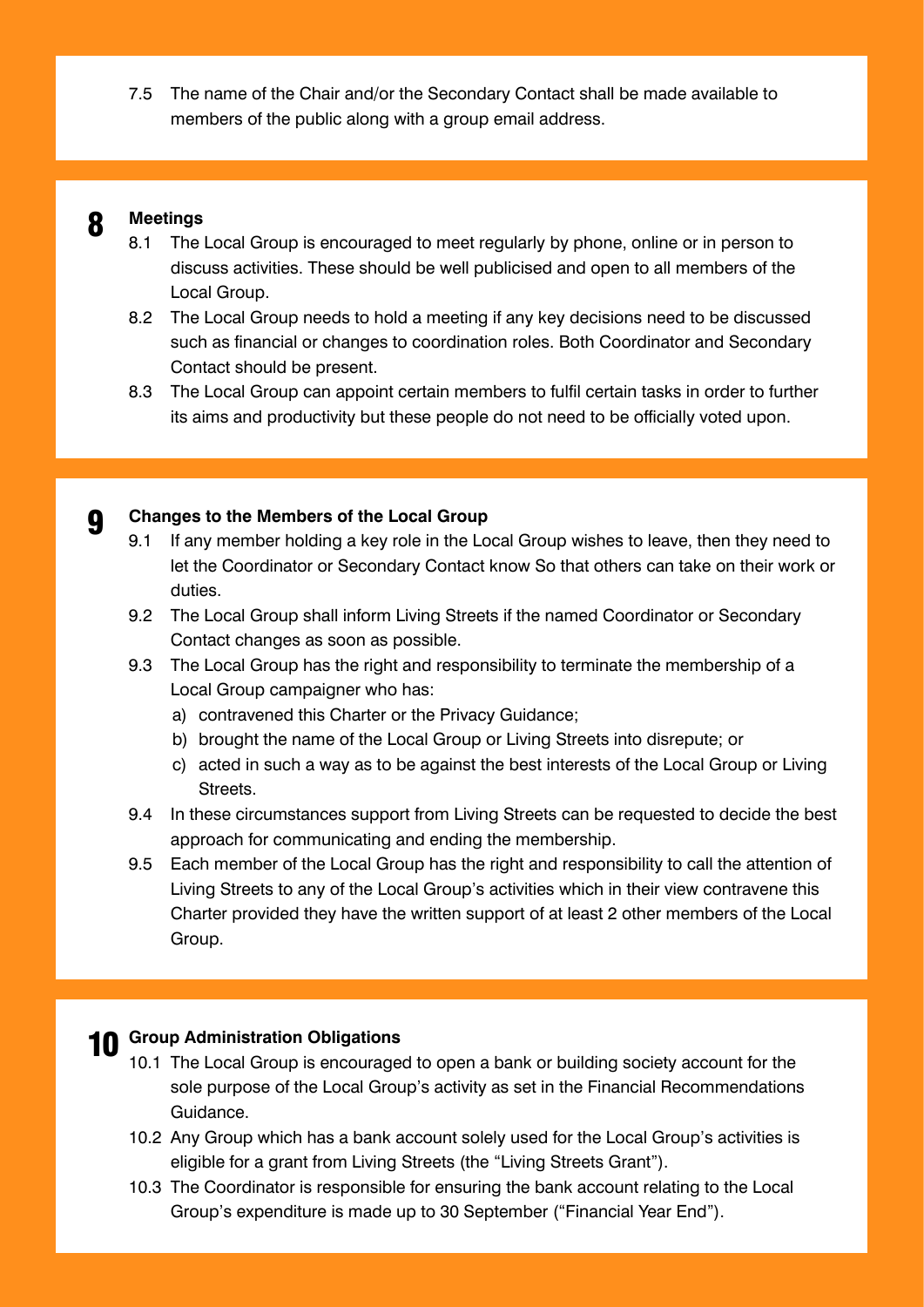7.5 The name of the Chair and/or the Secondary Contact shall be made available to members of the public along with a group email address.

## 8 Meetings

8.1 The Local Group is encouraged to meet regularly by phone, online or in person to discuss activities. These should be well publicised and open to all members of the Local Group.

8.2 The Local Group needs to hold a meeting if any key decisions need to be discussed such as financial or changes to coordination roles. Both Coordinator and Secondary Contact should be present.

8.3 The Local Group can appoint certain members to fulfil certain tasks in order to further its aims and productivity but these people do not need to be officially voted upon.

## 9 Changes to the Members of the Local Group

9.1 If any member holding a key role in the Local Group wishes to leave, then they need to let the Coordinator or Secondary Contact know So that others can take on their work or duties.

9.2 The Local Group shall inform Living Streets if the named Coordinator or Secondary Contact changes as soon as possible.

9.3 The Local Group has the right and responsibility to terminate the membership of a Local Group campaigner who has:

a) contravened this Charter or the Privacy Guidance;
b) brought the name of the Local Group or Living Streets into disrepute; or
c) acted in such a way as to be against the best interests of the Local Group or Living Streets.

9.4 In these circumstances support from Living Streets can be requested to decide the best approach for communicating and ending the membership.

9.5 Each member of the Local Group has the right and responsibility to call the attention of Living Streets to any of the Local Group's activities which in their view contravene this Charter provided they have the written support of at least 2 other members of the Local Group.

## 10 Group Administration Obligations

10.1 The Local Group is encouraged to open a bank or building society account for the sole purpose of the Local Group's activity as set in the Financial Recommendations Guidance.

10.2 Any Group which has a bank account solely used for the Local Group's activities is eligible for a grant from Living Streets (the "Living Streets Grant").

10.3 The Coordinator is responsible for ensuring the bank account relating to the Local Group's expenditure is made up to 30 September ("Financial Year End").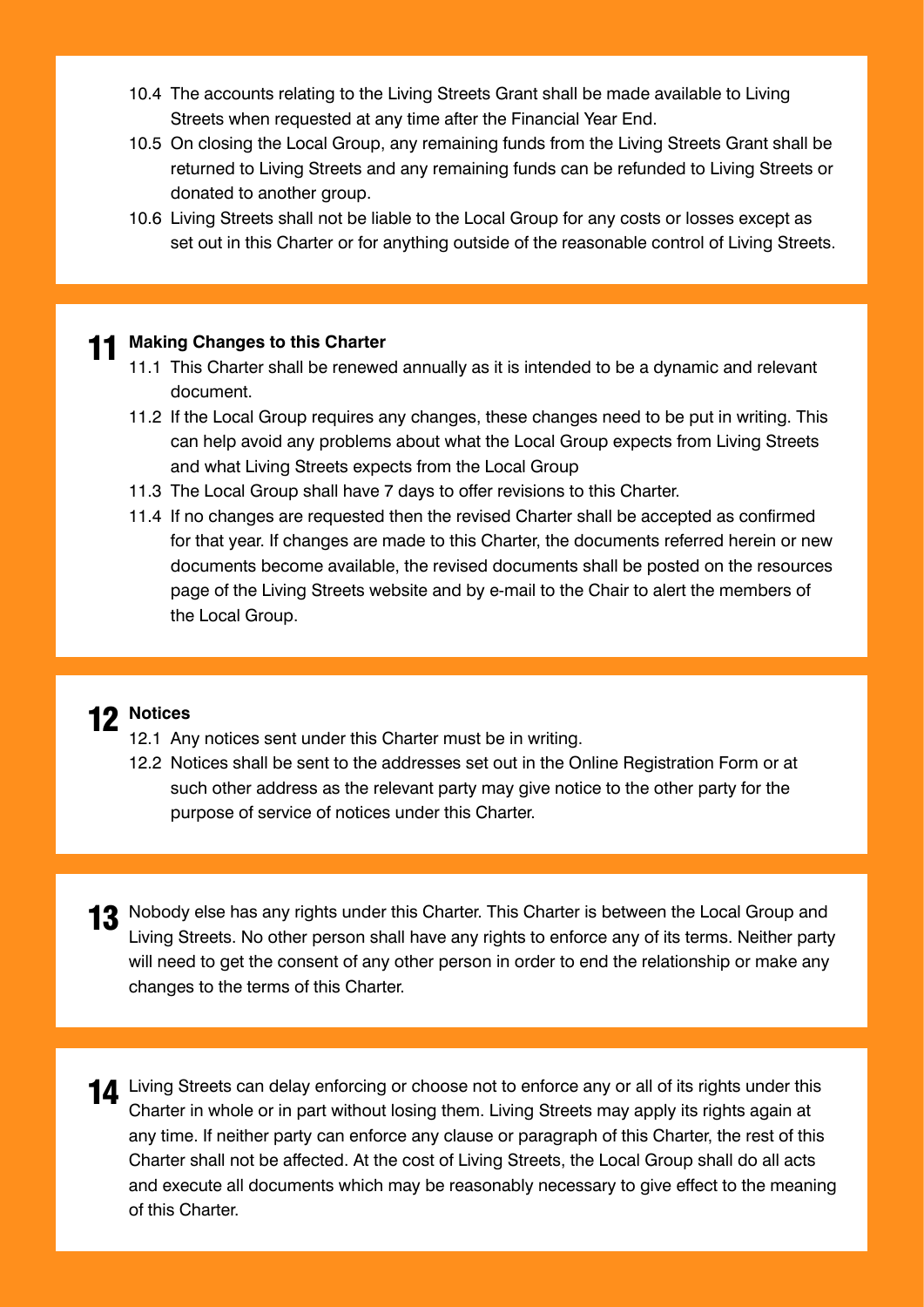10.4 The accounts relating to the Living Streets Grant shall be made available to Living Streets when requested at any time after the Financial Year End.

10.5 On closing the Local Group, any remaining funds from the Living Streets Grant shall be returned to Living Streets and any remaining funds can be refunded to Living Streets or donated to another group.

10.6 Living Streets shall not be liable to the Local Group for any costs or losses except as set out in this Charter or for anything outside of the reasonable control of Living Streets.

## 11 Making Changes to this Charter

11.1 This Charter shall be renewed annually as it is intended to be a dynamic and relevant document.

11.2 If the Local Group requires any changes, these changes need to be put in writing. This can help avoid any problems about what the Local Group expects from Living Streets and what Living Streets expects from the Local Group

11.3 The Local Group shall have 7 days to offer revisions to this Charter.

11.4 If no changes are requested then the revised Charter shall be accepted as confirmed for that year. If changes are made to this Charter, the documents referred herein or new documents become available, the revised documents shall be posted on the resources page of the Living Streets website and by e-mail to the Chair to alert the members of the Local Group.

## 12 Notices

12.1 Any notices sent under this Charter must be in writing.

12.2 Notices shall be sent to the addresses set out in the Online Registration Form or at such other address as the relevant party may give notice to the other party for the purpose of service of notices under this Charter.

**13** Nobody else has any rights under this Charter. This Charter is between the Local Group and Living Streets. No other person shall have any rights to enforce any of its terms. Neither party will need to get the consent of any other person in order to end the relationship or make any changes to the terms of this Charter.

**14** Living Streets can delay enforcing or choose not to enforce any or all of its rights under this Charter in whole or in part without losing them. Living Streets may apply its rights again at any time. If neither party can enforce any clause or paragraph of this Charter, the rest of this Charter shall not be affected. At the cost of Living Streets, the Local Group shall do all acts and execute all documents which may be reasonably necessary to give effect to the meaning of this Charter.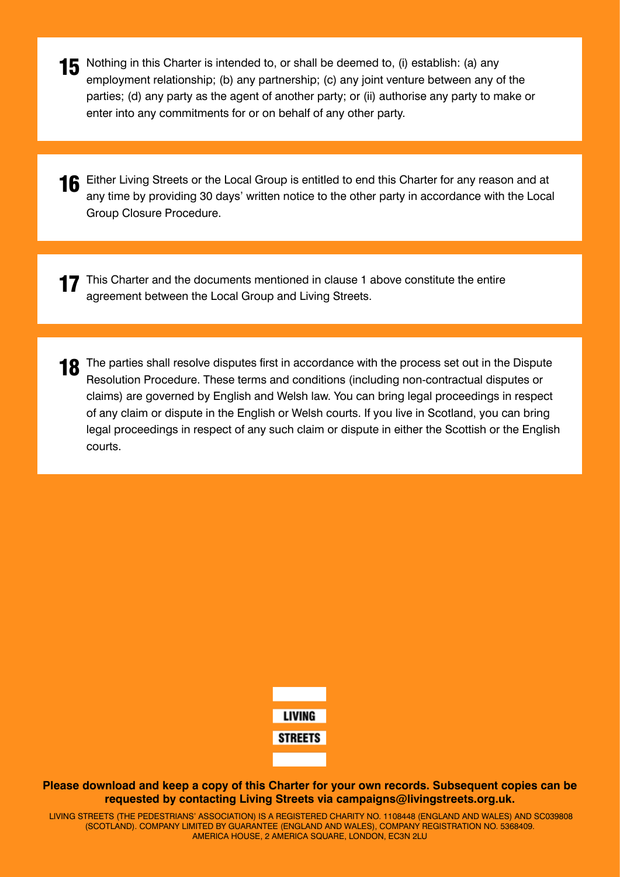**15** Nothing in this Charter is intended to, or shall be deemed to, (i) establish: (a) any employment relationship; (b) any partnership; (c) any joint venture between any of the parties; (d) any party as the agent of another party; or (ii) authorise any party to make or enter into any commitments for or on behalf of any other party.

**16** Either Living Streets or the Local Group is entitled to end this Charter for any reason and at any time by providing 30 days' written notice to the other party in accordance with the Local Group Closure Procedure.

**17** This Charter and the documents mentioned in clause 1 above constitute the entire agreement between the Local Group and Living Streets.

**18** The parties shall resolve disputes first in accordance with the process set out in the Dispute Resolution Procedure. These terms and conditions (including non-contractual disputes or claims) are governed by English and Welsh law. You can bring legal proceedings in respect of any claim or dispute in the English or Welsh courts. If you live in Scotland, you can bring legal proceedings in respect of any such claim or dispute in either the Scottish or the English courts.

LIVING STREETS

**Please download and keep a copy of this Charter for your own records. Subsequent copies can be requested by contacting Living Streets via campaigns@livingstreets.org.uk.**

LIVING STREETS (THE PEDESTRIANS' ASSOCIATION) IS A REGISTERED CHARITY NO. 1108448 (ENGLAND AND WALES) AND SC039808 (SCOTLAND). COMPANY LIMITED BY GUARANTEE (ENGLAND AND WALES), COMPANY REGISTRATION NO. 5368409. AMERICA HOUSE, 2 AMERICA SQUARE, LONDON, EC3N 2LU